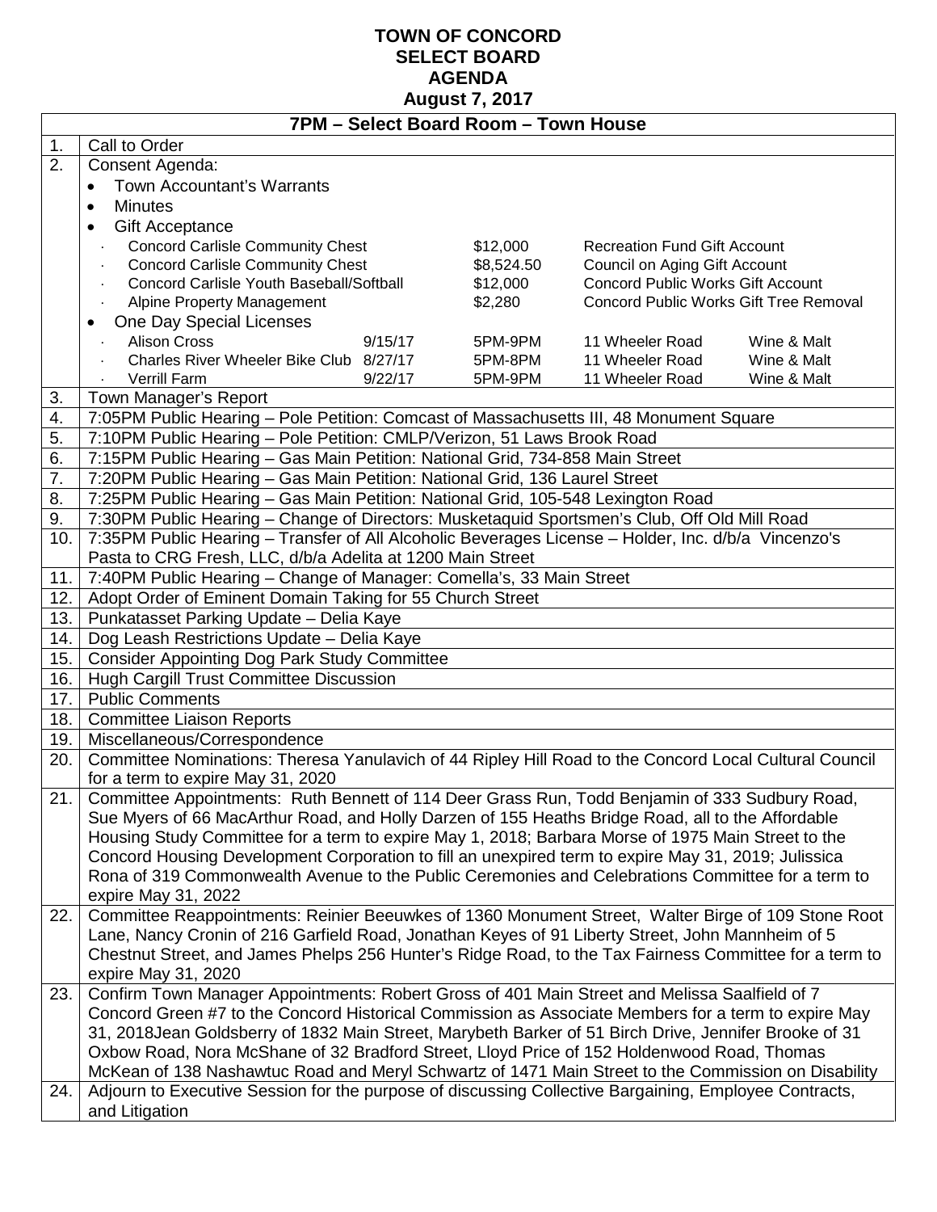# TOWN OF CONCORD
# SELECT BOARD
# AGENDA
# August 7, 2017

| | 7PM – Select Board Room – Town House |
|---|---|
| 1. | Call to Order |
| 2. | Consent Agenda:<br>• Town Accountant's Warrants<br>• Minutes<br>• Gift Acceptance<br>· Concord Carlisle Community Chest — $12,000 — Recreation Fund Gift Account<br>· Concord Carlisle Community Chest — $8,524.50 — Council on Aging Gift Account<br>· Concord Carlisle Youth Baseball/Softball — $12,000 — Concord Public Works Gift Account<br>· Alpine Property Management — $2,280 — Concord Public Works Gift Tree Removal<br>• One Day Special Licenses<br>· Alison Cross — 9/15/17 — 5PM-9PM — 11 Wheeler Road — Wine & Malt<br>· Charles River Wheeler Bike Club — 8/27/17 — 5PM-8PM — 11 Wheeler Road — Wine & Malt<br>· Verrill Farm — 9/22/17 — 5PM-9PM — 11 Wheeler Road — Wine & Malt |
| 3. | Town Manager's Report |
| 4. | 7:05PM Public Hearing – Pole Petition: Comcast of Massachusetts III, 48 Monument Square |
| 5. | 7:10PM Public Hearing – Pole Petition: CMLP/Verizon, 51 Laws Brook Road |
| 6. | 7:15PM Public Hearing – Gas Main Petition: National Grid, 734-858 Main Street |
| 7. | 7:20PM Public Hearing – Gas Main Petition: National Grid, 136 Laurel Street |
| 8. | 7:25PM Public Hearing – Gas Main Petition: National Grid, 105-548 Lexington Road |
| 9. | 7:30PM Public Hearing – Change of Directors: Musketaquid Sportsmen's Club, Off Old Mill Road |
| 10. | 7:35PM Public Hearing – Transfer of All Alcoholic Beverages License – Holder, Inc. d/b/a Vincenzo's Pasta to CRG Fresh, LLC, d/b/a Adelita at 1200 Main Street |
| 11. | 7:40PM Public Hearing – Change of Manager: Comella's, 33 Main Street |
| 12. | Adopt Order of Eminent Domain Taking for 55 Church Street |
| 13. | Punkatasset Parking Update – Delia Kaye |
| 14. | Dog Leash Restrictions Update – Delia Kaye |
| 15. | Consider Appointing Dog Park Study Committee |
| 16. | Hugh Cargill Trust Committee Discussion |
| 17. | Public Comments |
| 18. | Committee Liaison Reports |
| 19. | Miscellaneous/Correspondence |
| 20. | Committee Nominations: Theresa Yanulavich of 44 Ripley Hill Road to the Concord Local Cultural Council for a term to expire May 31, 2020 |
| 21. | Committee Appointments: Ruth Bennett of 114 Deer Grass Run, Todd Benjamin of 333 Sudbury Road, Sue Myers of 66 MacArthur Road, and Holly Darzen of 155 Heaths Bridge Road, all to the Affordable Housing Study Committee for a term to expire May 1, 2018; Barbara Morse of 1975 Main Street to the Concord Housing Development Corporation to fill an unexpired term to expire May 31, 2019; Julissica Rona of 319 Commonwealth Avenue to the Public Ceremonies and Celebrations Committee for a term to expire May 31, 2022 |
| 22. | Committee Reappointments: Reinier Beeuwkes of 1360 Monument Street, Walter Birge of 109 Stone Root Lane, Nancy Cronin of 216 Garfield Road, Jonathan Keyes of 91 Liberty Street, John Mannheim of 5 Chestnut Street, and James Phelps 256 Hunter's Ridge Road, to the Tax Fairness Committee for a term to expire May 31, 2020 |
| 23. | Confirm Town Manager Appointments: Robert Gross of 401 Main Street and Melissa Saalfield of 7 Concord Green #7 to the Concord Historical Commission as Associate Members for a term to expire May 31, 2018Jean Goldsberry of 1832 Main Street, Marybeth Barker of 51 Birch Drive, Jennifer Brooke of 31 Oxbow Road, Nora McShane of 32 Bradford Street, Lloyd Price of 152 Holdenwood Road, Thomas McKean of 138 Nashawtuc Road and Meryl Schwartz of 1471 Main Street to the Commission on Disability |
| 24. | Adjourn to Executive Session for the purpose of discussing Collective Bargaining, Employee Contracts, and Litigation |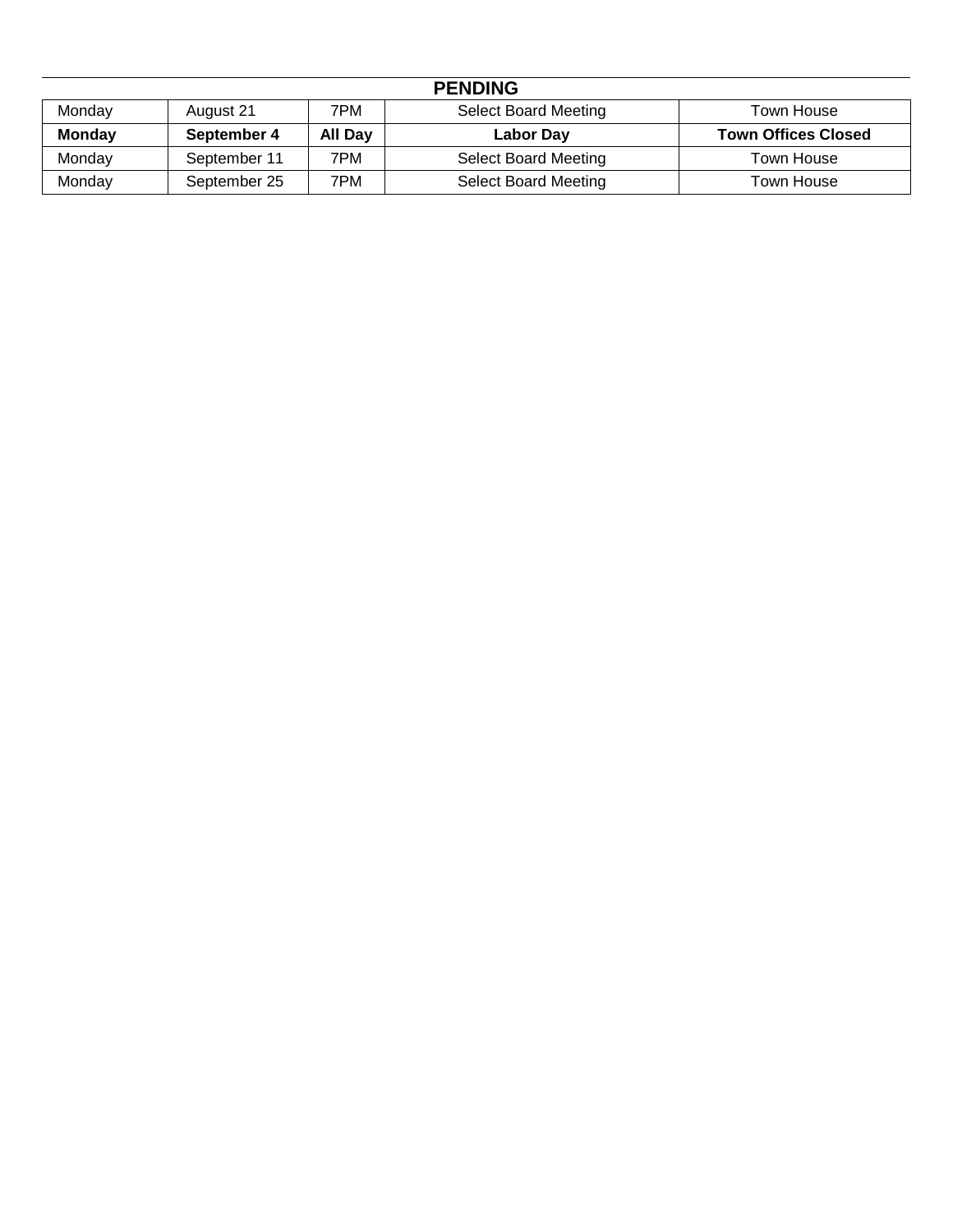**PENDING**

| | | | | |
|---|---|---|---|---|
| Monday | August 21 | 7PM | Select Board Meeting | Town House |
| **Monday** | **September 4** | **All Day** | **Labor Day** | **Town Offices Closed** |
| Monday | September 11 | 7PM | Select Board Meeting | Town House |
| Monday | September 25 | 7PM | Select Board Meeting | Town House |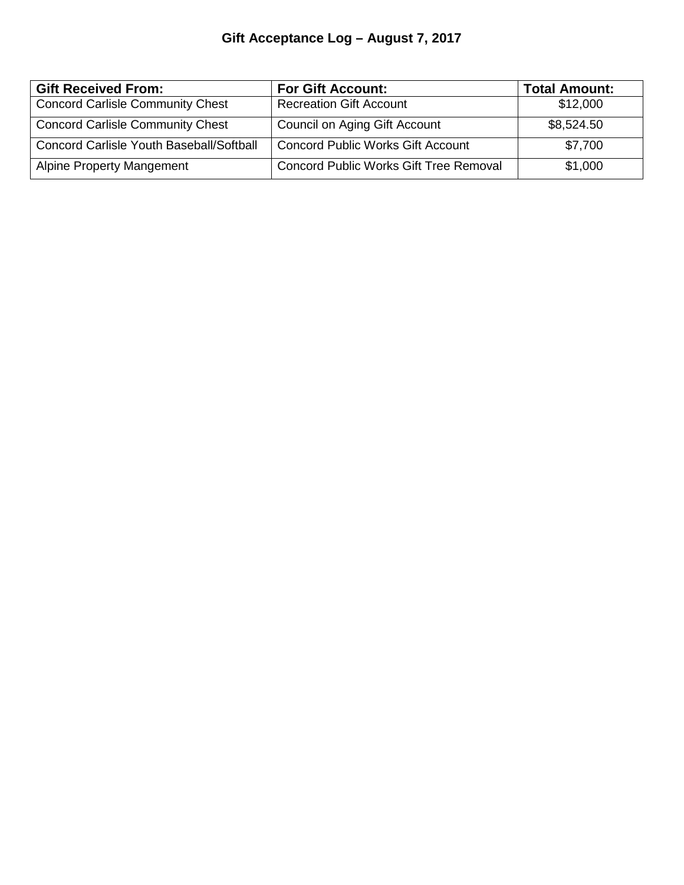# Gift Acceptance Log – August 7, 2017

| Gift Received From: | For Gift Account: | Total Amount: |
|---|---|---|
| Concord Carlisle Community Chest | Recreation Gift Account | $12,000 |
| Concord Carlisle Community Chest | Council on Aging Gift Account | $8,524.50 |
| Concord Carlisle Youth Baseball/Softball | Concord Public Works Gift Account | $7,700 |
| Alpine Property Mangement | Concord Public Works Gift Tree Removal | $1,000 |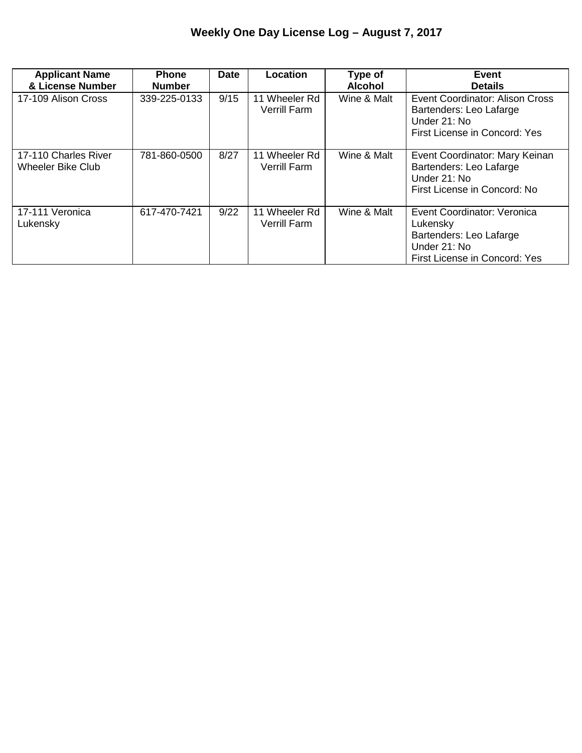# Weekly One Day License Log – August 7, 2017

| Applicant Name & License Number | Phone Number | Date | Location | Type of Alcohol | Event Details |
|---|---|---|---|---|---|
| 17-109 Alison Cross | 339-225-0133 | 9/15 | 11 Wheeler Rd Verrill Farm | Wine & Malt | Event Coordinator: Alison Cross<br>Bartenders: Leo Lafarge<br>Under 21: No<br>First License in Concord: Yes |
| 17-110 Charles River Wheeler Bike Club | 781-860-0500 | 8/27 | 11 Wheeler Rd Verrill Farm | Wine & Malt | Event Coordinator: Mary Keinan<br>Bartenders: Leo Lafarge<br>Under 21: No<br>First License in Concord: No |
| 17-111 Veronica Lukensky | 617-470-7421 | 9/22 | 11 Wheeler Rd Verrill Farm | Wine & Malt | Event Coordinator: Veronica Lukensky<br>Bartenders: Leo Lafarge<br>Under 21: No<br>First License in Concord: Yes |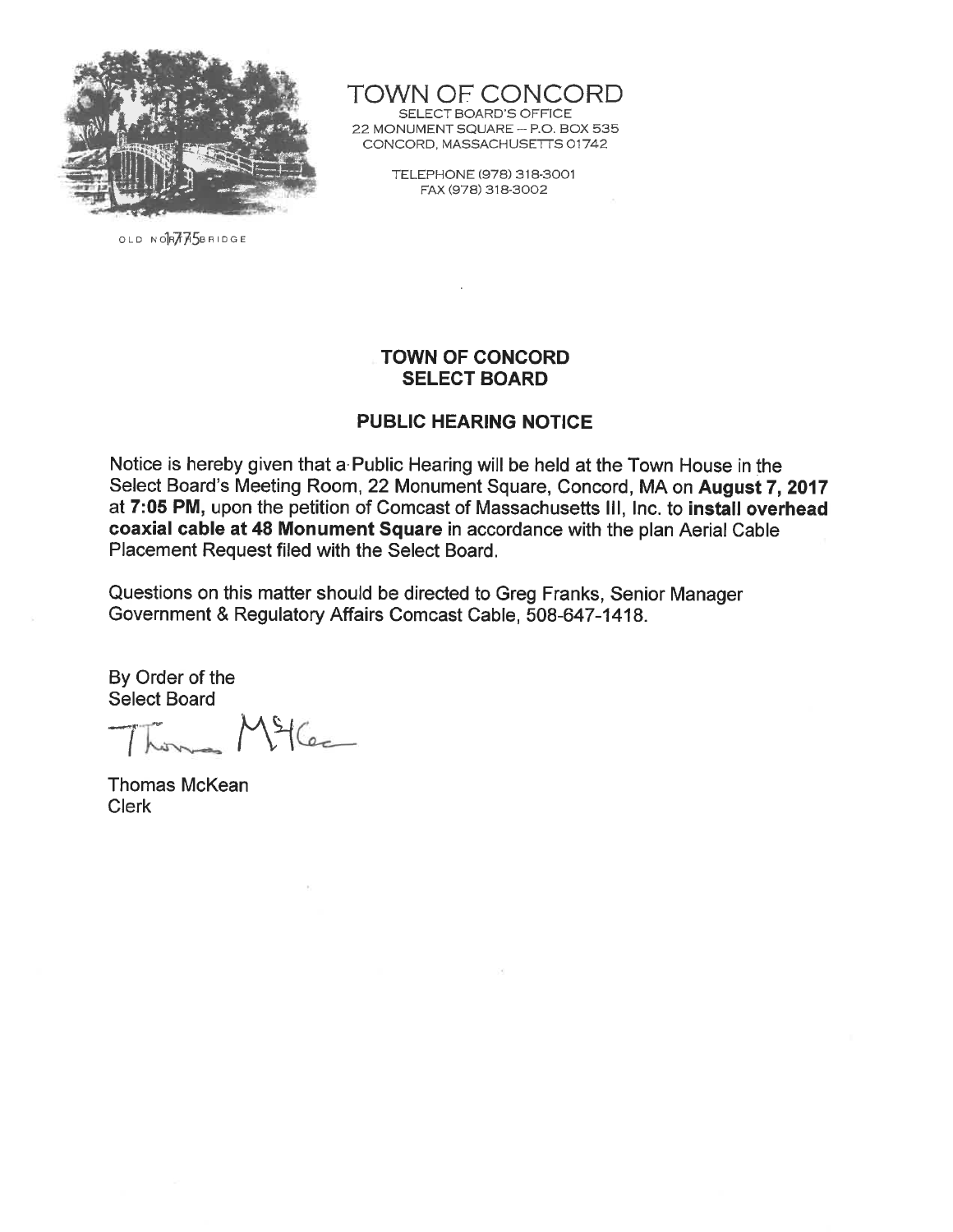OLD NORTH BRIDGE 1775

# TOWN OF CONCORD

SELECT BOARD'S OFFICE
22 MONUMENT SQUARE – P.O. BOX 535
CONCORD, MASSACHUSETTS 01742

TELEPHONE (978) 318-3001
FAX (978) 318-3002

## TOWN OF CONCORD
## SELECT BOARD

### PUBLIC HEARING NOTICE

Notice is hereby given that a Public Hearing will be held at the Town House in the Select Board's Meeting Room, 22 Monument Square, Concord, MA on **August 7, 2017** at **7:05 PM,** upon the petition of Comcast of Massachusetts III, Inc. to **install overhead coaxial cable at 48 Monument Square** in accordance with the plan Aerial Cable Placement Request filed with the Select Board.

Questions on this matter should be directed to Greg Franks, Senior Manager Government & Regulatory Affairs Comcast Cable, 508-647-1418.

By Order of the
Select Board

Thomas McKean
Clerk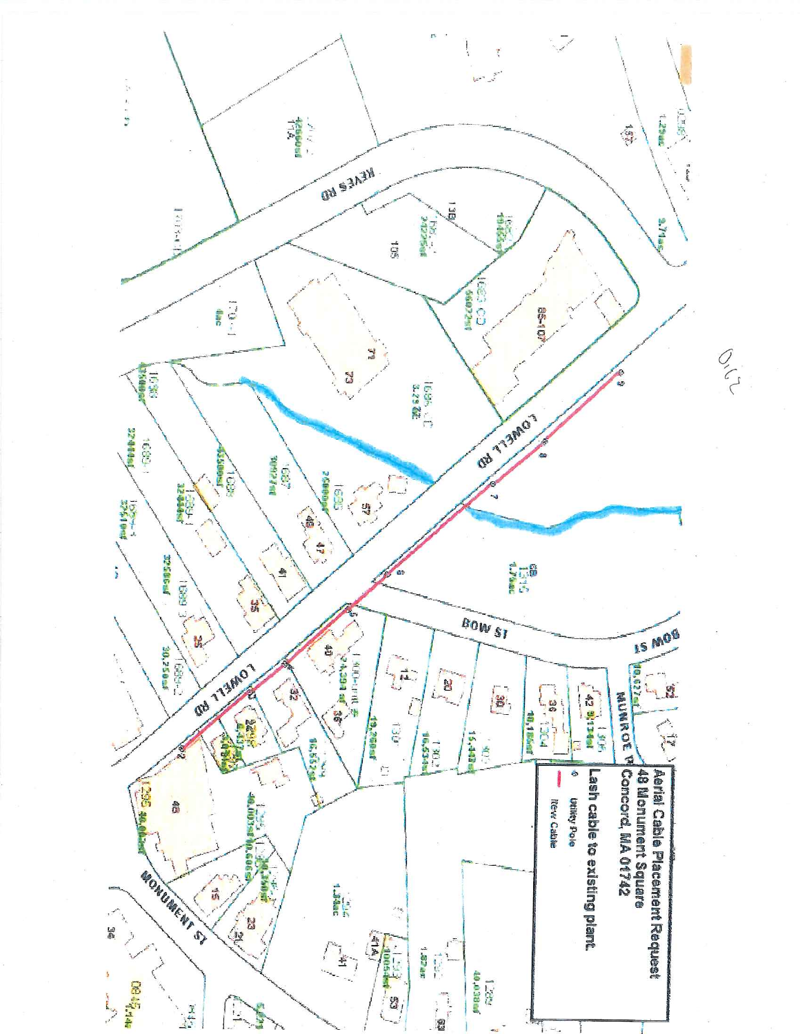**Aerial Cable Placement Request**
**48 Monument Square**
**Concord, MA 01742**

**Lash cable to existing plant.**

- ⊙ Utility Pole
- — New Cable

210

LOWELL RD

BOW ST

MUNROE PL

KEYES RD

MONUMENT ST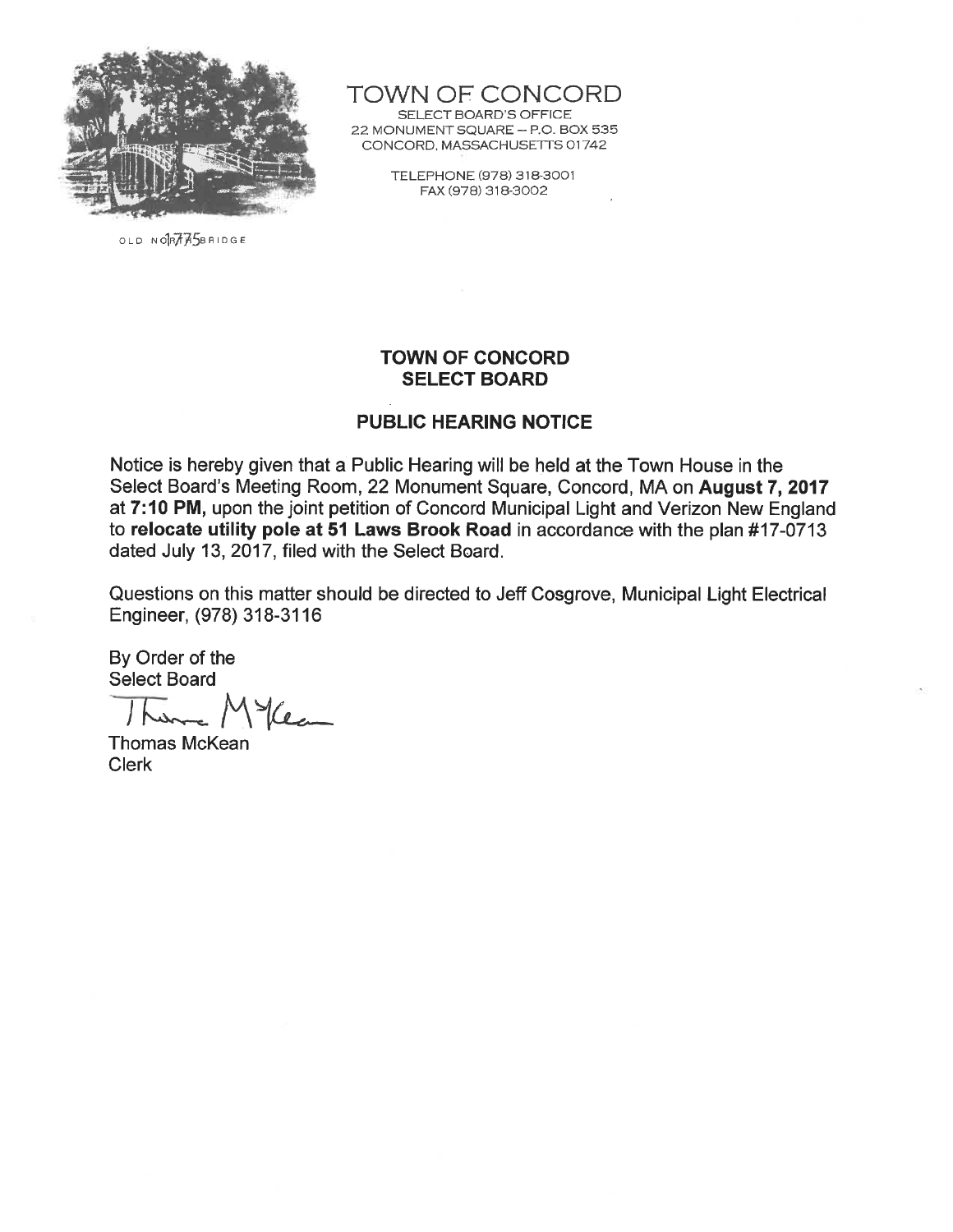# TOWN OF CONCORD

SELECT BOARD'S OFFICE
22 MONUMENT SQUARE – P.O. BOX 535
CONCORD, MASSACHUSETTS 01742

TELEPHONE (978) 318-3001
FAX (978) 318-3002

OLD NORTH BRIDGE 1775

## TOWN OF CONCORD SELECT BOARD

### PUBLIC HEARING NOTICE

Notice is hereby given that a Public Hearing will be held at the Town House in the Select Board's Meeting Room, 22 Monument Square, Concord, MA on **August 7, 2017** at **7:10 PM,** upon the joint petition of Concord Municipal Light and Verizon New England to **relocate utility pole at 51 Laws Brook Road** in accordance with the plan #17-0713 dated July 13, 2017, filed with the Select Board.

Questions on this matter should be directed to Jeff Cosgrove, Municipal Light Electrical Engineer, (978) 318-3116

By Order of the
Select Board

Thomas McKean
Clerk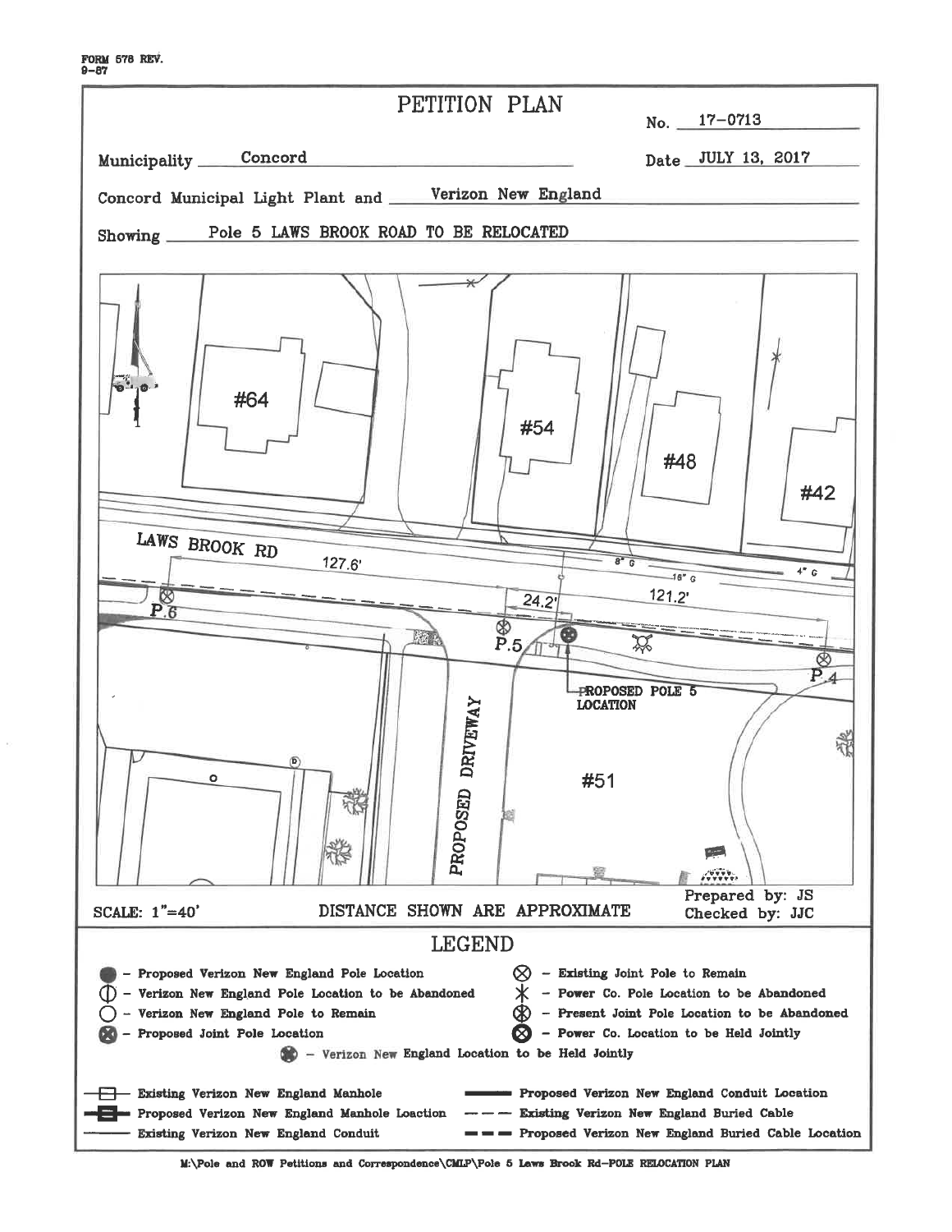FORM 578 REV.
9-87

# PETITION PLAN

No. 17-0713

Municipality Concord

Date JULY 13, 2017

Concord Municipal Light Plant and Verizon New England

Showing Pole 5 LAWS BROOK ROAD TO BE RELOCATED

#64

#54

#48

#42

LAWS BROOK RD

127.6'

24.2'

121.2'

8" G

16" G

4" G

P.6

P.5

P.4

PROPOSED POLE 5 LOCATION

PROPOSED DRIVEWAY

#51

SCALE: 1"=40'

DISTANCE SHOWN ARE APPROXIMATE

Prepared by: JS
Checked by: JJC

## LEGEND

- Proposed Verizon New England Pole Location
- Verizon New England Pole Location to be Abandoned
- Verizon New England Pole to Remain
- Proposed Joint Pole Location
- Existing Joint Pole to Remain
- Power Co. Pole Location to be Abandoned
- Present Joint Pole Location to be Abandoned
- Power Co. Location to be Held Jointly
- Verizon New England Location to be Held Jointly
- Existing Verizon New England Manhole
- Proposed Verizon New England Manhole Loaction
- Existing Verizon New England Conduit
- Proposed Verizon New England Conduit Location
- Existing Verizon New England Buried Cable
- Proposed Verizon New England Buried Cable Location

M:\Pole and ROW Petitions and Correspondence\CMLP\Pole 5 Laws Brook Rd-POLE RELOCATION PLAN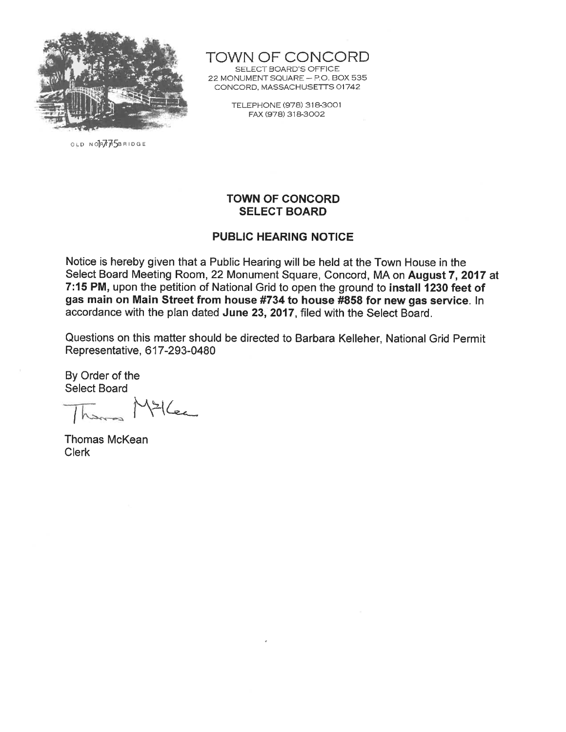TOWN OF CONCORD
SELECT BOARD'S OFFICE
22 MONUMENT SQUARE – P.O. BOX 535
CONCORD, MASSACHUSETTS 01742

TELEPHONE (978) 318-3001
FAX (978) 318-3002

OLD NORTH BRIDGE 1775

## TOWN OF CONCORD
## SELECT BOARD

### PUBLIC HEARING NOTICE

Notice is hereby given that a Public Hearing will be held at the Town House in the Select Board Meeting Room, 22 Monument Square, Concord, MA on **August 7, 2017** at **7:15 PM,** upon the petition of National Grid to open the ground to **install 1230 feet of gas main on Main Street from house #734 to house #858 for new gas service**. In accordance with the plan dated **June 23, 2017**, filed with the Select Board.

Questions on this matter should be directed to Barbara Kelleher, National Grid Permit Representative, 617-293-0480

By Order of the
Select Board

Thomas McKean

Thomas McKean
Clerk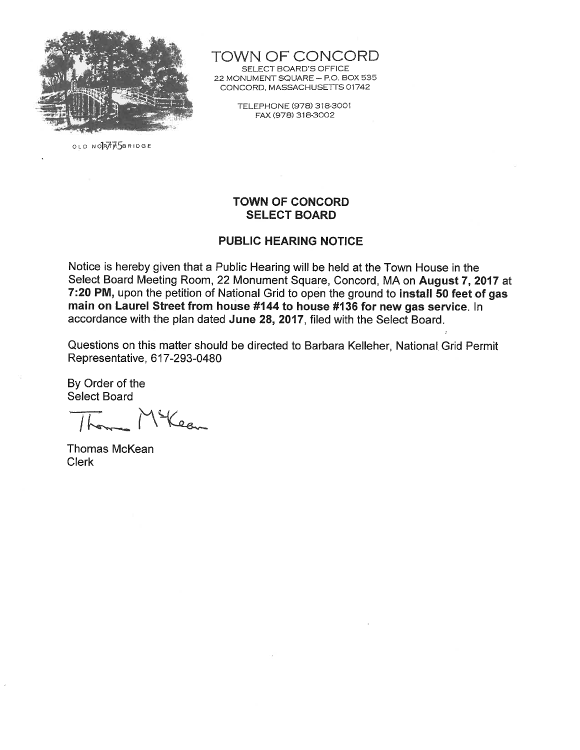OLD NORTH BRIDGE

TOWN OF CONCORD
SELECT BOARD'S OFFICE
22 MONUMENT SQUARE – P.O. BOX 535
CONCORD, MASSACHUSETTS 01742

TELEPHONE (978) 318-3001
FAX (978) 318-3002

## TOWN OF CONCORD
## SELECT BOARD

### PUBLIC HEARING NOTICE

Notice is hereby given that a Public Hearing will be held at the Town House in the Select Board Meeting Room, 22 Monument Square, Concord, MA on **August 7, 2017** at **7:20 PM,** upon the petition of National Grid to open the ground to **install 50 feet of gas main on Laurel Street from house #144 to house #136 for new gas service**. In accordance with the plan dated **June 28, 2017**, filed with the Select Board.

Questions on this matter should be directed to Barbara Kelleher, National Grid Permit Representative, 617-293-0480

By Order of the
Select Board

Thomas McKean
Clerk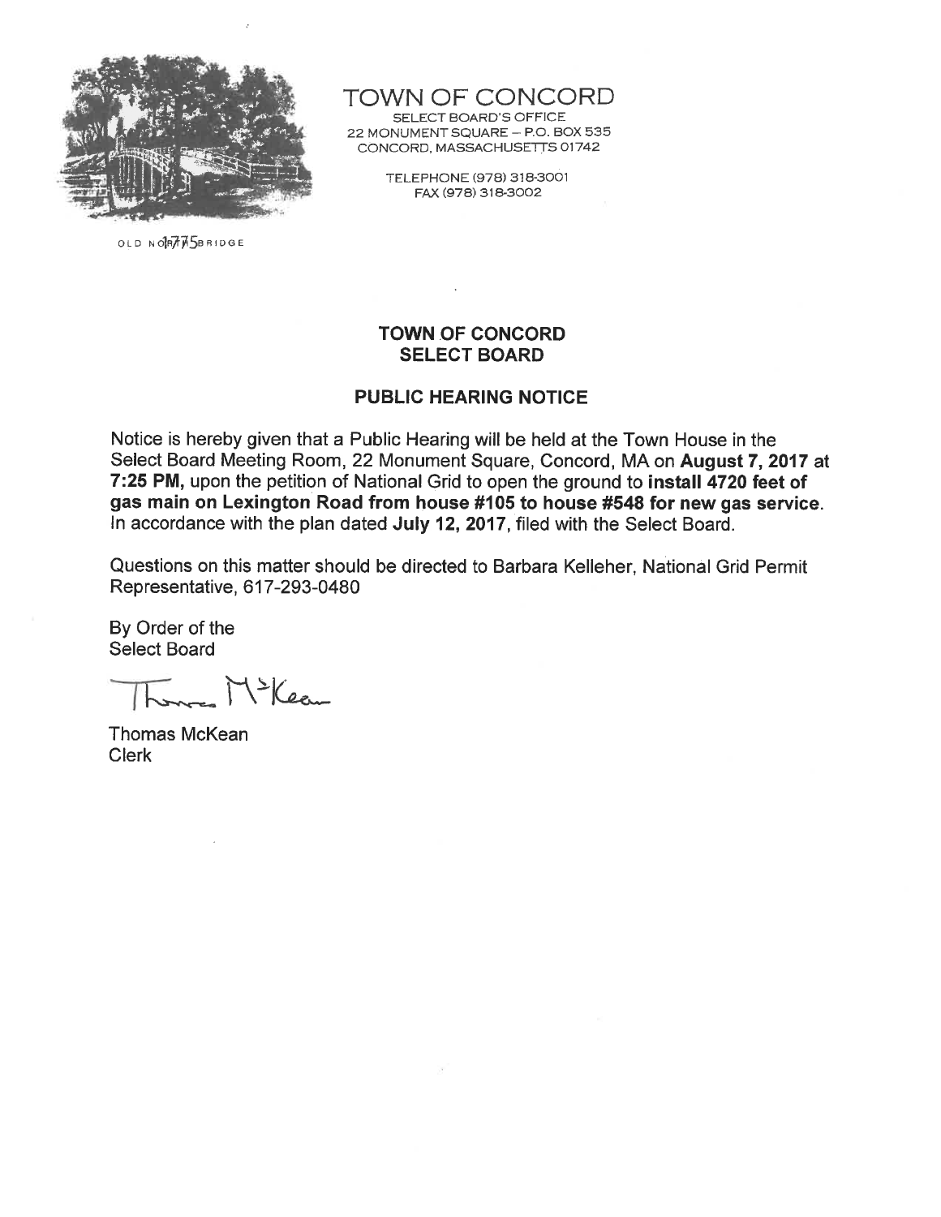OLD NORTH BRIDGE 1775

# TOWN OF CONCORD

SELECT BOARD'S OFFICE
22 MONUMENT SQUARE – P.O. BOX 535
CONCORD, MASSACHUSETTS 01742

TELEPHONE (978) 318-3001
FAX (978) 318-3002

## TOWN OF CONCORD SELECT BOARD

## PUBLIC HEARING NOTICE

Notice is hereby given that a Public Hearing will be held at the Town House in the Select Board Meeting Room, 22 Monument Square, Concord, MA on **August 7, 2017 at 7:25 PM,** upon the petition of National Grid to open the ground to **install 4720 feet of gas main on Lexington Road from house #105 to house #548 for new gas service**. In accordance with the plan dated **July 12, 2017**, filed with the Select Board.

Questions on this matter should be directed to Barbara Kelleher, National Grid Permit Representative, 617-293-0480

By Order of the
Select Board

Thomas McKean
Clerk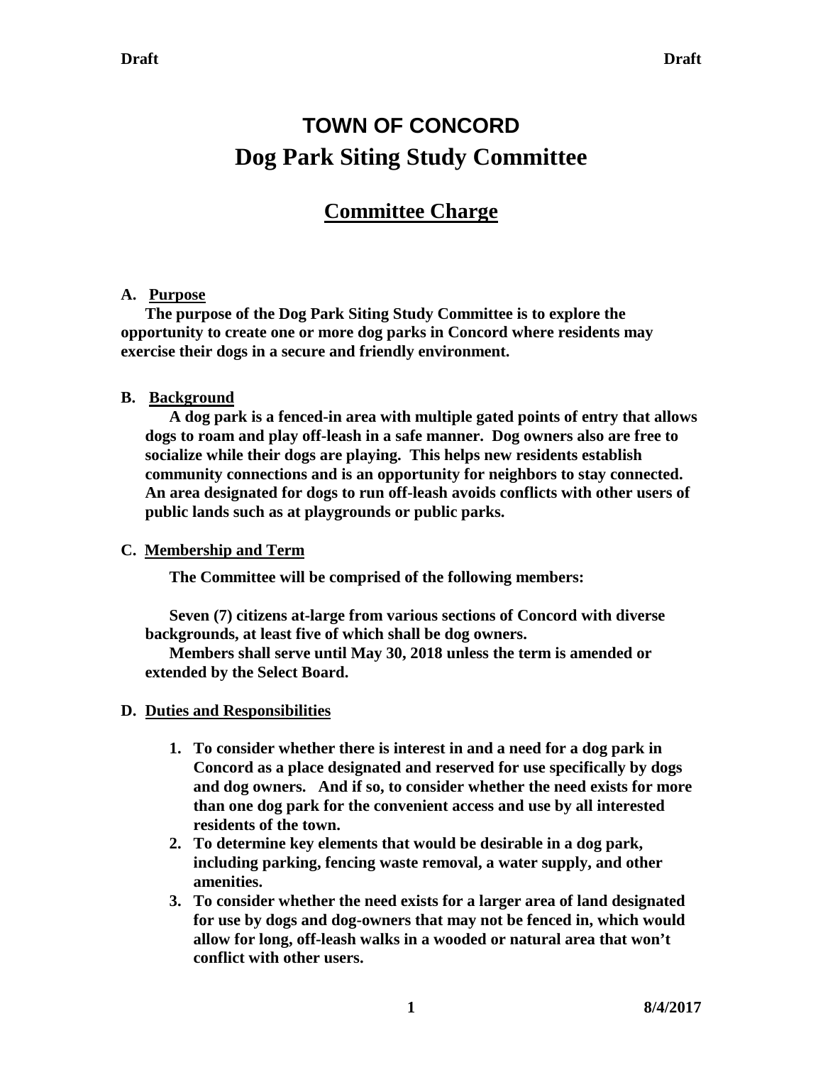# TOWN OF CONCORD

# Dog Park Siting Study Committee

## Committee Charge

**A. Purpose**

**The purpose of the Dog Park Siting Study Committee is to explore the opportunity to create one or more dog parks in Concord where residents may exercise their dogs in a secure and friendly environment.**

**B. Background**

**A dog park is a fenced-in area with multiple gated points of entry that allows dogs to roam and play off-leash in a safe manner. Dog owners also are free to socialize while their dogs are playing. This helps new residents establish community connections and is an opportunity for neighbors to stay connected. An area designated for dogs to run off-leash avoids conflicts with other users of public lands such as at playgrounds or public parks.**

**C. Membership and Term**

**The Committee will be comprised of the following members:**

**Seven (7) citizens at-large from various sections of Concord with diverse backgrounds, at least five of which shall be dog owners.**

**Members shall serve until May 30, 2018 unless the term is amended or extended by the Select Board.**

**D. Duties and Responsibilities**

1. **To consider whether there is interest in and a need for a dog park in Concord as a place designated and reserved for use specifically by dogs and dog owners. And if so, to consider whether the need exists for more than one dog park for the convenient access and use by all interested residents of the town.**
2. **To determine key elements that would be desirable in a dog park, including parking, fencing waste removal, a water supply, and other amenities.**
3. **To consider whether the need exists for a larger area of land designated for use by dogs and dog-owners that may not be fenced in, which would allow for long, off-leash walks in a wooded or natural area that won't conflict with other users.**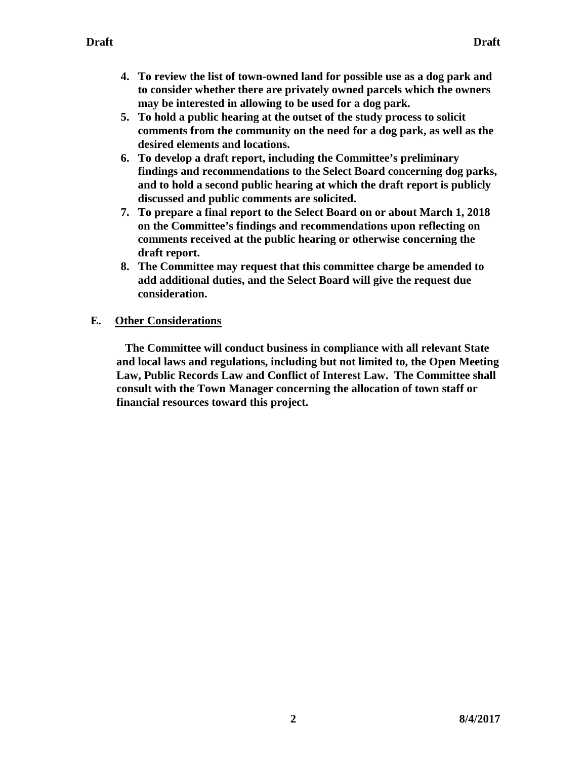4. **To review the list of town-owned land for possible use as a dog park and to consider whether there are privately owned parcels which the owners may be interested in allowing to be used for a dog park.**
5. **To hold a public hearing at the outset of the study process to solicit comments from the community on the need for a dog park, as well as the desired elements and locations.**
6. **To develop a draft report, including the Committee's preliminary findings and recommendations to the Select Board concerning dog parks, and to hold a second public hearing at which the draft report is publicly discussed and public comments are solicited.**
7. **To prepare a final report to the Select Board on or about March 1, 2018 on the Committee's findings and recommendations upon reflecting on comments received at the public hearing or otherwise concerning the draft report.**
8. **The Committee may request that this committee charge be amended to add additional duties, and the Select Board will give the request due consideration.**

**E. <u>Other Considerations</u>**

**The Committee will conduct business in compliance with all relevant State and local laws and regulations, including but not limited to, the Open Meeting Law, Public Records Law and Conflict of Interest Law. The Committee shall consult with the Town Manager concerning the allocation of town staff or financial resources toward this project.**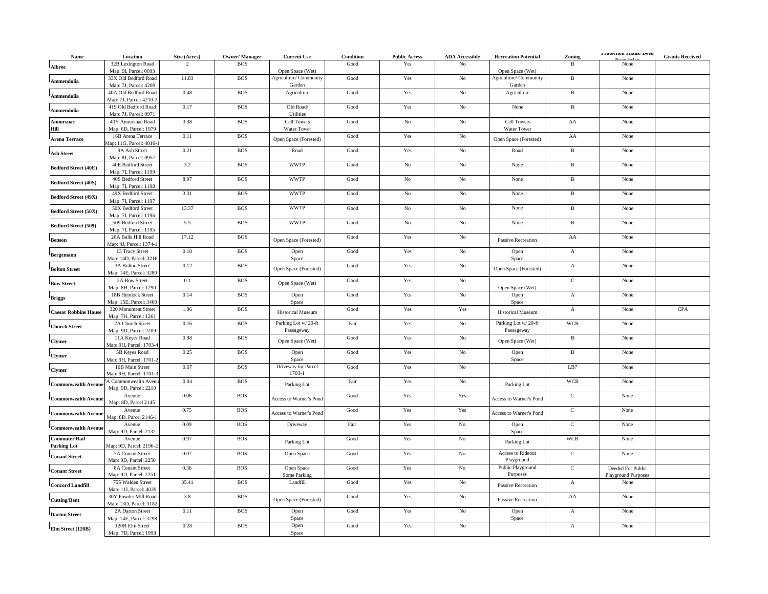| Name | Location | Size (Acres) | Owner/ Manager | Current Use | Condition | Public Access | ADA Accessible | Recreation Potential | Zoning | Protection Status/ Deed Restriction | Grants Received |
|---|---|---|---|---|---|---|---|---|---|---|---|
| **Albree** | 32B Lexington Road Map: 9I, Parcel: 0093 | 2 | BOS | Open Space (Wet) | Good | Yes | No | Open Space (Wet) | B | None | |
| **Ammendolia** | 33X Old Bedford Road Map: 7J, Parcel: 4209 | 11.83 | BOS | Agriculture/ Community Garden | Good | Yes | No | Agriculture/ Community Garden | B | None | |
| **Ammendolia** | 40A Old Bedford Road Map: 7J, Parcel: 4210-2 | 0.48 | BOS | Agriculture | Good | Yes | No | Agriculture | B | None | |
| **Ammendolia** | 419 Old Bedford Road Map: 7J, Parcel: 0971 | 0.17 | BOS | Old Road/ Utilities | Good | Yes | No | None | B | None | |
| **Annursnac Hill** | 40Y Annursnac Road Map: 6D, Parcel: 1979 | 3.38 | BOS | Cell Towers Water Tower | Good | No | No | Cell Towers Water Tower | AA | None | |
| **Arena Terrace** | 16B Arena Terrace Map: 11G, Parcel: 4016-1 | 0.11 | BOS | Open Space (Forested) | Good | Yes | No | Open Space (Forested) | AA | None | |
| **Ash Street** | 9A Ash Street Map: 8J, Parcel: 0957 | 0.21 | BOS | Road | Good | Yes | No | Road | B | None | |
| **Bedford Street (40E)** | 40E Bedford Street Map: 7I, Parcel: 1199 | 3.2 | BOS | WWTP | Good | No | No | None | B | None | |
| **Bedford Street (40S)** | 40S Bedford Street Map: 7I, Parcel: 1198 | 8.97 | BOS | WWTP | Good | No | No | None | B | None | |
| **Bedford Street (49X)** | 49X Bedford Street Map: 7I, Parcel: 1197 | 3.31 | BOS | WWTP | Good | No | No | None | B | None | |
| **Bedford Street (50X)** | 50X Bedford Street Map: 7I, Parcel: 1196 | 13.37 | BOS | WWTP | Good | No | No | None | B | None | |
| **Bedford Street (509)** | 509 Bedford Street Map: 7I, Parcel: 1195 | 5.5 | BOS | WWTP | Good | No | No | None | B | None | |
| **Benson** | 26A Balls Hill Road Map: 4J, Parcel: 1374-1 | 17.12 | BOS | Open Space (Forested) | Good | Yes | No | Passive Recreation | AA | None | |
| **Bergemann** | 13 Tracy Street Map: 14D, Parcel: 3216 | 0.18 | BOS | Open Space | Good | Yes | No | Open Space | A | None | |
| **Bolton Street** | 3A Bolton Street Map: 14E, Parcel: 3280 | 0.12 | BOS | Open Space (Forested) | Good | Yes | No | Open Space (Forested) | A | None | |
| **Bow Street** | 2A Bow Street Map: 8H, Parcel: 1290 | 0.1 | BOS | Open Space (Wet) | Good | Yes | No | Open Space (Wet) | C | None | |
| **Briggs** | 18B Hemlock Street Map: 15E, Parcel: 3400 | 0.14 | BOS | Open Space | Good | Yes | No | Open Space | A | None | |
| **Caesar Robbins House** | 320 Monument Street Map: 7H, Parcel: 1261 | 1.86 | BOS | Historical Museum | Good | Yes | Yes | Historical Museum | A | None | CPA |
| **Church Street** | 2A Church Street Map: 9D, Parcel: 2209 | 0.16 | BOS | Parking Lot w/ 20-ft Passageway | Fair | Yes | No | Parking Lot w/ 20-ft Passageway | WCB | None | |
| **Clymer** | 11A Keyes Road Map: 9H, Parcel: 1703-4 | 0.98 | BOS | Open Space (Wet) | Good | Yes | No | Open Space (Wet) | B | None | |
| **Clymer** | 5B Keyes Road Map: 9H, Parcel: 1701-2 | 0.25 | BOS | Open Space | Good | Yes | No | Open Space | B | None | |
| **Clymer** | 10B Main Street Map: 9H, Parcel: 1701-3 | 0.67 | BOS | Driveway for Parcel 1703-1 | Good | Yes | No | | LB7 | None | |
| **Commonwealth Avenue** | 7A Commonwealth Avenue Map: 9D, Parcel: 2210 | 0.04 | BOS | Parking Lot | Fair | Yes | No | Parking Lot | WCB | None | |
| **Commonwealth Avenue** | Avenue Map: 8D, Parcel 2145 | 0.06 | BOS | Access to Warner's Pond | Good | Yes | Yes | Access to Warner's Pond | C | None | |
| **Commonwealth Avenue** | Avenue Map: 8D, Parcel 2146-1 | 0.75 | BOS | Access to Warner's Pond | Good | Yes | Yes | Access to Warner's Pond | C | None | |
| **Commonwealth Avenue** | Avenue Map: 9D, Parcel: 2132 | 0.09 | BOS | Driveway | Fair | Yes | No | Open Space | C | None | |
| **Commuter Rail Parking Lot** | Avenue Map: 9D, Parcel: 2196-2 | 0.97 | BOS | Parking Lot | Good | Yes | No | Parking Lot | WCB | None | |
| **Conant Street** | 7A Conant Street Map: 9D, Parcel: 2250 | 0.07 | BOS | Open Space | Good | Yes | No | Access to Rideout Playground | C | None | |
| **Conant Street** | 8A Conant Street Map: 9D, Parcel: 2251 | 0.36 | BOS | Open Space Some Parking | Good | Yes | No | Public Playground Purposes | C | Deeded For Public Playground Purposes | |
| **Concord Landfill** | 755 Walden Street Map: 11I, Parcel: 4039 | 35.41 | BOS | Landfill | Good | Yes | No | Passive Recreation | A | None | |
| **Cutting/Bent** | 30Y Powder Mill Road Map: 13D, Parcel: 3182 | 3.8 | BOS | Open Space (Forested) | Good | Yes | No | Passive Recreation | AA | None | |
| **Darton Street** | 2A Darton Street Map: 14E, Parcel: 3298 | 0.11 | BOS | Open Space | Good | Yes | No | Open Space | A | None | |
| **Elm Street (120B)** | 120B Elm Street Map: 7D, Parcel: 1998 | 0.28 | BOS | Open Space | Good | Yes | No | | A | None | |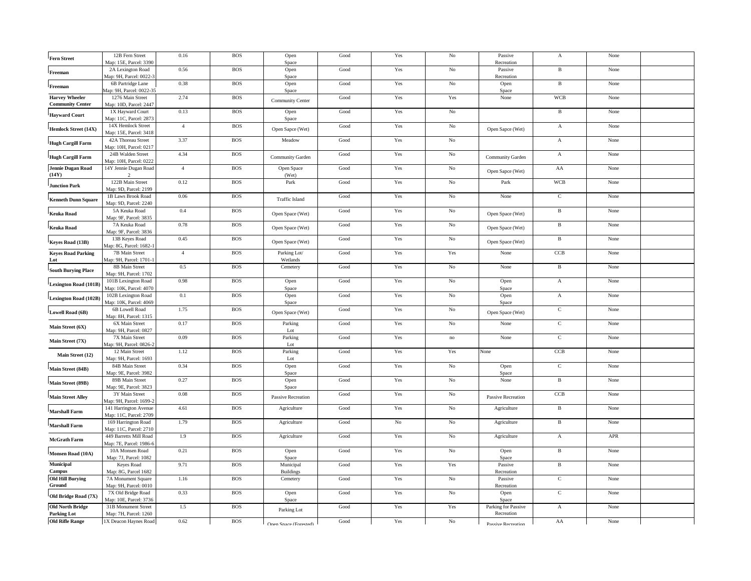| | | | | | | | | | | | |
|---|---|---|---|---|---|---|---|---|---|---|---|
| **Fern Street** | 12B Fern Street Map: 15E, Parcel: 3390 | 0.16 | BOS | Open Space | Good | Yes | No | Passive Recreation | A | None | |
| **Freeman** | 2A Lexington Road Map: 9H, Parcel: 0022-3 | 0.56 | BOS | Open Space | Good | Yes | No | Passive Recreation | B | None | |
| **Freeman** | 6B Partridge Lane Map: 9H, Parcel: 0022-35 | 0.38 | BOS | Open Space | Good | Yes | No | Open Space | B | None | |
| **Harvey Wheeler Community Center** | 1276 Main Street Map: 10D, Parcel: 2447 | 2.74 | BOS | Community Center | Good | Yes | Yes | None | WCB | None | |
| **Hayward Court** | 1X Hayward Court Map: 11C, Parcel: 2873 | 0.13 | BOS | Open Space | Good | Yes | No | | B | None | |
| **Hemlock Street (14X)** | 14X Hemlock Street Map: 15E, Parcel: 3418 | 4 | BOS | Open Sapce (Wet) | Good | Yes | No | Open Sapce (Wet) | A | None | |
| **Hugh Cargill Farm** | 42A Thoreau Street Map: 10H, Parcel: 0217 | 3.37 | BOS | Meadow | Good | Yes | No | | A | None | |
| **Hugh Cargill Farm** | 24B Walden Street Map: 10H, Parcel: 0222 | 4.34 | BOS | Community Garden | Good | Yes | No | Community Garden | A | None | |
| **Jennie Dugan Road (14Y)** | 14Y Jennie Dugan Road 2 | 4 | BOS | Open Space (Wet) | Good | Yes | No | Open Sapce (Wet) | AA | None | |
| **Junction Park** | 122B Main Street Map: 9D, Parcel: 2199 | 0.12 | BOS | Park | Good | Yes | No | Park | WCB | None | |
| **Kenneth Dunn Square** | 1B Laws Brook Road Map: 9D, Parcel: 2240 | 0.06 | BOS | Traffic Island | Good | Yes | No | None | C | None | |
| **Keuka Road** | 5A Keuka Road Map: 9F, Parcel: 3835 | 0.4 | BOS | Open Space (Wet) | Good | Yes | No | Open Space (Wet) | B | None | |
| **Keuka Road** | 7A Keuka Road Map: 9F, Parcel: 3836 | 0.78 | BOS | Open Space (Wet) | Good | Yes | No | Open Space (Wet) | B | None | |
| **Keyes Road (13B)** | 13B Keyes Road Map: 8G, Parcel: 1682-1 | 0.45 | BOS | Open Space (Wet) | Good | Yes | No | Open Space (Wet) | B | None | |
| **Keyes Road Parking Lot** | 7B Main Street Map: 9H, Parcel: 1701-1 | 4 | BOS | Parking Lot/ Wetlands | Good | Yes | Yes | None | CCB | None | |
| **South Burying Place** | 8B Main Street Map: 9H, Parcel: 1702 | 0.5 | BOS | Cemetery | Good | Yes | No | None | B | None | |
| **Lexington Road (101B)** | 101B Lexington Road Map: 10K, Parcel: 4070 | 0.98 | BOS | Open Space | Good | Yes | No | Open Space | A | None | |
| **Lexington Road (102B)** | 102B Lexington Road Map: 10K, Parcel: 4069 | 0.1 | BOS | Open Space | Good | Yes | No | Open Space | A | None | |
| **Lowell Road (6B)** | 6B Lowell Road Map: 8H, Parcel: 1315 | 1.75 | BOS | Open Space (Wet) | Good | Yes | No | Open Space (Wet) | C | None | |
| **Main Street (6X)** | 6X Main Street Map: 9H, Parcel: 0827 | 0.17 | BOS | Parking Lot | Good | Yes | No | None | C | None | |
| **Main Street (7X)** | 7X Main Street Map: 9H, Parcel: 0826-2 | 0.09 | BOS | Parking Lot | Good | Yes | no | None | C | None | |
| **Main Street (12)** | 12 Main Street Map: 9H, Parcel: 1693 | 1.12 | BOS | Parking Lot | Good | Yes | Yes | None | CCB | None | |
| **Main Street (84B)** | 84B Main Street Map: 9E, Parcel: 3982 | 0.34 | BOS | Open Space | Good | Yes | No | Open Space | C | None | |
| **Main Street (89B)** | 89B Main Street Map: 9E, Parcel: 3823 | 0.27 | BOS | Open Space | Good | Yes | No | None | B | None | |
| **Main Street Alley** | 3Y Main Street Map: 9H, Parcel: 1699-2 | 0.08 | BOS | Passive Recreation | Good | Yes | No | Passive Recreation | CCB | None | |
| **Marshall Farm** | 141 Harrington Avenue Map: 11C, Parcel: 2709 | 4.61 | BOS | Agriculture | Good | Yes | No | Agriculture | B | None | |
| **Marshall Farm** | 169 Harrington Road Map: 11C, Parcel: 2710 | 1.79 | BOS | Agriculture | Good | No | No | Agriculture | B | None | |
| **McGrath Farm** | 449 Barretts Mill Road Map: 7E, Parcel: 1986-6 | 1.9 | BOS | Agriculture | Good | Yes | No | Agriculture | A | APR | |
| **Monsen Road (10A)** | 10A Monsen Road Map: 7J, Parcel: 1082 | 0.21 | BOS | Open Space | Good | Yes | No | Open Space | B | None | |
| **Municipal Campus** | Keyes Road Map: 8G, Parcel 1682 | 9.71 | BOS | Municipal Buildings | Good | Yes | Yes | Passive Recreation | B | None | |
| **Old Hill Burying Ground** | 7A Monument Square Map: 9H, Parcel: 0010 | 1.16 | BOS | Cemetery | Good | Yes | No | Passive Recreation | C | None | |
| **Old Bridge Road (7X)** | 7X Old Bridge Road Map: 10E, Parcel: 3736 | 0.33 | BOS | Open Space | Good | Yes | No | Open Space | C | None | |
| **Old North Bridge Parking Lot** | 31B Monument Street Map: 7H, Parcel: 1260 | 1.5 | BOS | Parking Lot | Good | Yes | Yes | Parking for Passive Recreation | A | None | |
| **Old Rifle Range** | 1X Deacon Haynes Road | 0.62 | BOS | Open Space (Forested) | Good | Yes | No | Passive Recreation | AA | None | |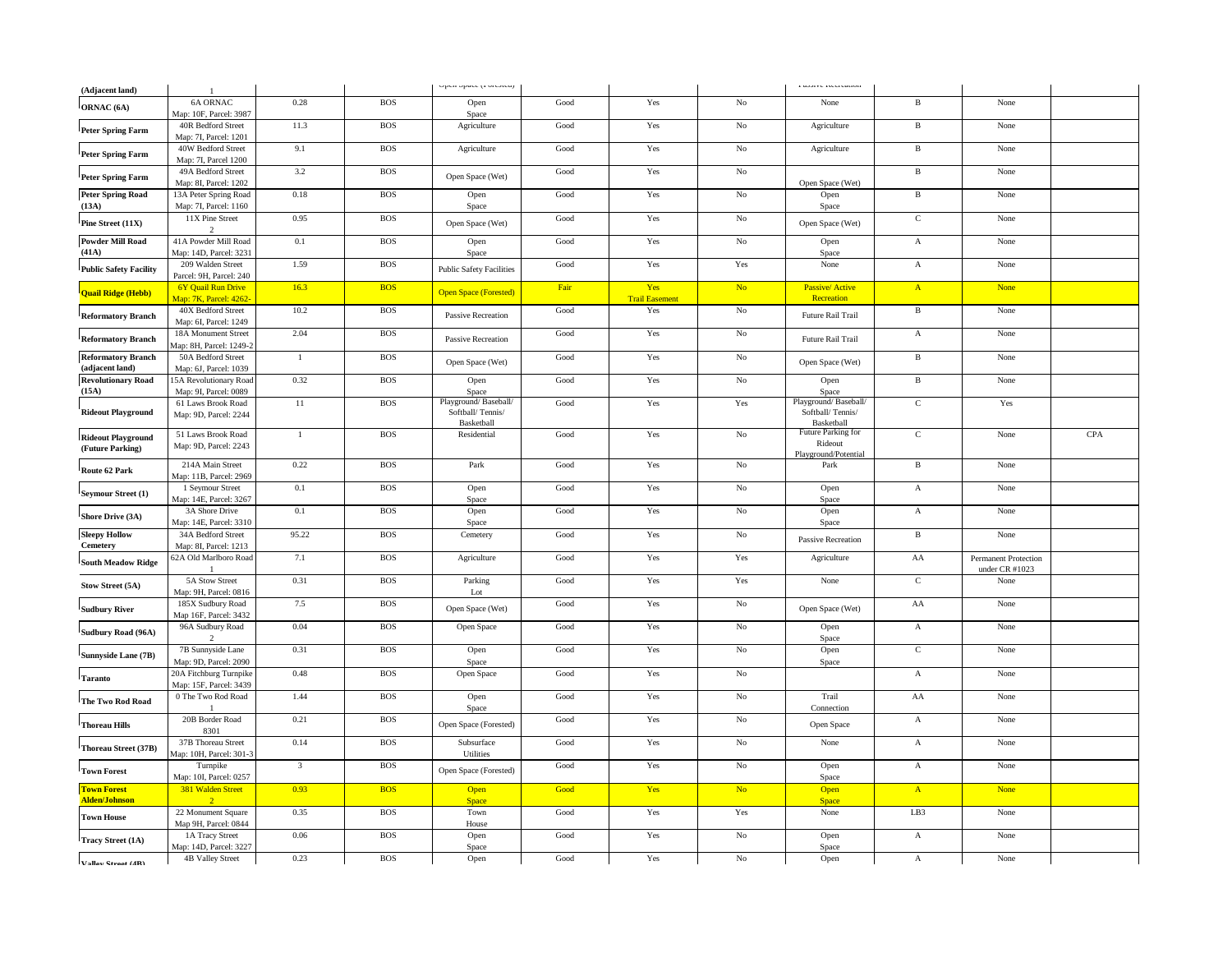| | | | | | | | | | | | |
|---|---|---|---|---|---|---|---|---|---|---|---|
| (Adjacent land) | 1 | | | Open Space (Forested) | | | | Passive Recreation | | | |
| ORNAC (6A) | 6A ORNAC Map: 10F, Parcel: 3987 | 0.28 | BOS | Open Space | Good | Yes | No | None | B | None | |
| Peter Spring Farm | 40R Bedford Street Map: 7I, Parcel: 1201 | 11.3 | BOS | Agriculture | Good | Yes | No | Agriculture | B | None | |
| Peter Spring Farm | 40W Bedford Street Map: 7I, Parcel 1200 | 9.1 | BOS | Agriculture | Good | Yes | No | Agriculture | B | None | |
| Peter Spring Farm | 49A Bedford Street Map: 8I, Parcel: 1202 | 3.2 | BOS | Open Space (Wet) | Good | Yes | No | Open Space (Wet) | B | None | |
| Peter Spring Road (13A) | 13A Peter Spring Road Map: 7I, Parcel: 1160 | 0.18 | BOS | Open Space | Good | Yes | No | Open Space | B | None | |
| Pine Street (11X) | 11X Pine Street 2 | 0.95 | BOS | Open Space (Wet) | Good | Yes | No | Open Space (Wet) | C | None | |
| Powder Mill Road (41A) | 41A Powder Mill Road Map: 14D, Parcel: 3231 | 0.1 | BOS | Open Space | Good | Yes | No | Open Space | A | None | |
| Public Safety Facility | 209 Walden Street Parcel: 9H, Parcel: 240 | 1.59 | BOS | Public Safety Facilities | Good | Yes | Yes | None | A | None | |
| Quail Ridge (Hebb) | 6Y Quail Run Drive Map: 7K, Parcel: 4262- | 16.3 | BOS | Open Space (Forested) | Fair | Yes Trail Easement | No | Passive/ Active Recreation | A | None | |
| Reformatory Branch | 40X Bedford Street Map: 6I, Parcel: 1249 | 10.2 | BOS | Passive Recreation | Good | Yes | No | Future Rail Trail | B | None | |
| Reformatory Branch | 18A Monument Street Map: 8H, Parcel: 1249-2 | 2.04 | BOS | Passive Recreation | Good | Yes | No | Future Rail Trail | A | None | |
| Reformatory Branch (adjacent land) | 50A Bedford Street Map: 6J, Parcel: 1039 | 1 | BOS | Open Space (Wet) | Good | Yes | No | Open Space (Wet) | B | None | |
| Revolutionary Road (15A) | 15A Revolutionary Road Map: 9I, Parcel: 0089 | 0.32 | BOS | Open Space | Good | Yes | No | Open Space | B | None | |
| Rideout Playground | 61 Laws Brook Road Map: 9D, Parcel: 2244 | 11 | BOS | Playground/ Baseball/ Softball/ Tennis/ Basketball | Good | Yes | Yes | Playground/ Baseball/ Softball/ Tennis/ Basketball | C | Yes | |
| Rideout Playground (Future Parking) | 51 Laws Brook Road Map: 9D, Parcel: 2243 | 1 | BOS | Residential | Good | Yes | No | Future Parking for Rideout Playground/Potential | C | None | CPA |
| Route 62 Park | 214A Main Street Map: 11B, Parcel: 2969 | 0.22 | BOS | Park | Good | Yes | No | Park | B | None | |
| Seymour Street (1) | 1 Seymour Street Map: 14E, Parcel: 3267 | 0.1 | BOS | Open Space | Good | Yes | No | Open Space | A | None | |
| Shore Drive (3A) | 3A Shore Drive Map: 14E, Parcel: 3310 | 0.1 | BOS | Open Space | Good | Yes | No | Open Space | A | None | |
| Sleepy Hollow Cemetery | 34A Bedford Street Map: 8I, Parcel: 1213 | 95.22 | BOS | Cemetery | Good | Yes | No | Passive Recreation | B | None | |
| South Meadow Ridge | 62A Old Marlboro Road 1 | 7.1 | BOS | Agriculture | Good | Yes | Yes | Agriculture | AA | Permanent Protection under CR #1023 | |
| Stow Street (5A) | 5A Stow Street Map: 9H, Parcel: 0816 | 0.31 | BOS | Parking Lot | Good | Yes | Yes | None | C | None | |
| Sudbury River | 185X Sudbury Road Map 16F, Parcel: 3432 | 7.5 | BOS | Open Space (Wet) | Good | Yes | No | Open Space (Wet) | AA | None | |
| Sudbury Road (96A) | 96A Sudbury Road 2 | 0.04 | BOS | Open Space | Good | Yes | No | Open Space | A | None | |
| Sunnyside Lane (7B) | 7B Sunnyside Lane Map: 9D, Parcel: 2090 | 0.31 | BOS | Open Space | Good | Yes | No | Open Space | C | None | |
| Taranto | 20A Fitchburg Turnpike Map: 15F, Parcel: 3439 | 0.48 | BOS | Open Space | Good | Yes | No | | A | None | |
| The Two Rod Road | 0 The Two Rod Road 1 | 1.44 | BOS | Open Space | Good | Yes | No | Trail Connection | AA | None | |
| Thoreau Hills | 20B Border Road 8301 | 0.21 | BOS | Open Space (Forested) | Good | Yes | No | Open Space | A | None | |
| Thoreau Street (37B) | 37B Thoreau Street Map: 10H, Parcel: 301-3 | 0.14 | BOS | Subsurface Utilities | Good | Yes | No | None | A | None | |
| Town Forest | Turnpike Map: 10I, Parcel: 0257 | 3 | BOS | Open Space (Forested) | Good | Yes | No | Open Space | A | None | |
| Town Forest Alden/Johnson | 381 Walden Street 2 | 0.93 | BOS | Open Space | Good | Yes | No | Open Space | A | None | |
| Town House | 22 Monument Square Map 9H, Parcel: 0844 | 0.35 | BOS | Town House | Good | Yes | Yes | None | LB3 | None | |
| Tracy Street (1A) | 1A Tracy Street Map: 14D, Parcel: 3227 | 0.06 | BOS | Open Space | Good | Yes | No | Open Space | A | None | |
| Valley Street (4B) | 4B Valley Street | 0.23 | BOS | Open | Good | Yes | No | Open | A | None | |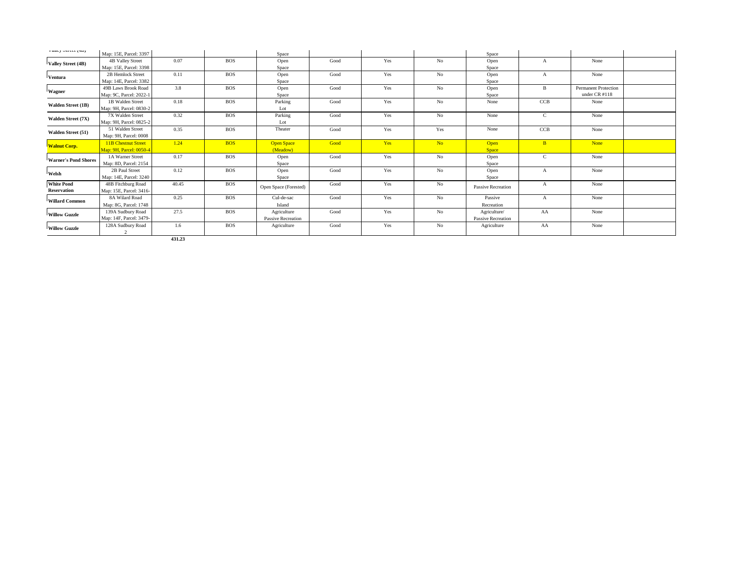| | | | | | | | | | | | |
|---|---|---|---|---|---|---|---|---|---|---|---|
| **Valley Street (4D)** | Map: 15E, Parcel: 3397 | | | Space | | | | Space | | | |
| **Valley Street (4B)** | 4B Valley Street Map: 15E, Parcel: 3398 | 0.07 | BOS | Open Space | Good | Yes | No | Open Space | A | None | |
| **Ventura** | 2B Hemlock Street Map: 14E, Parcel: 3382 | 0.11 | BOS | Open Space | Good | Yes | No | Open Space | A | None | |
| **Wagner** | 49B Laws Brook Road Map: 9C, Parcel: 2022-1 | 3.8 | BOS | Open Space | Good | Yes | No | Open Space | B | Permanent Protection under CR #118 | |
| **Walden Street (1B)** | 1B Walden Street Map: 9H, Parcel: 0830-2 | 0.18 | BOS | Parking Lot | Good | Yes | No | None | CCB | None | |
| **Walden Street (7X)** | 7X Walden Street Map: 9H, Parcel: 0825-2 | 0.32 | BOS | Parking Lot | Good | Yes | No | None | C | None | |
| **Walden Street (51)** | 51 Walden Street Map: 9H, Parcel: 0008 | 0.35 | BOS | Theater | Good | Yes | Yes | None | CCB | None | |
| **Walnut Corp.** | 11B Chestnut Street Map: 9H, Parcel: 0050-4 | 1.24 | BOS | Open Space (Meadow) | Good | Yes | No | Open Space | B | None | |
| **Warner's Pond Shores** | 1A Warner Street Map: 8D, Parcel: 2154 | 0.17 | BOS | Open Space | Good | Yes | No | Open Space | C | None | |
| **Welsh** | 2B Paul Street Map: 14E, Parcel: 3240 | 0.12 | BOS | Open Space | Good | Yes | No | Open Space | A | None | |
| **White Pond Reservation** | 48B Fitchburg Road Map: 15E, Parcel: 3416- | 40.45 | BOS | Open Space (Forested) | Good | Yes | No | Passive Recreation | A | None | |
| **Willard Common** | 8A Wilard Road Map: 8G, Parcel: 1748 | 0.25 | BOS | Cul-de-sac Island | Good | Yes | No | Passive Recreation | A | None | |
| **Willow Guzzle** | 139A Sudbury Road Map: 14F, Parcel: 3479- | 27.5 | BOS | Agriculture Passive Recreation | Good | Yes | No | Agriculture/ Passive Recreation | AA | None | |
| **Willow Guzzle** | 128A Sudbury Road 2 | 1.6 | BOS | Agriculture | Good | Yes | No | Agriculture | AA | None | |
| | | **431.23** | | | | | | | | | |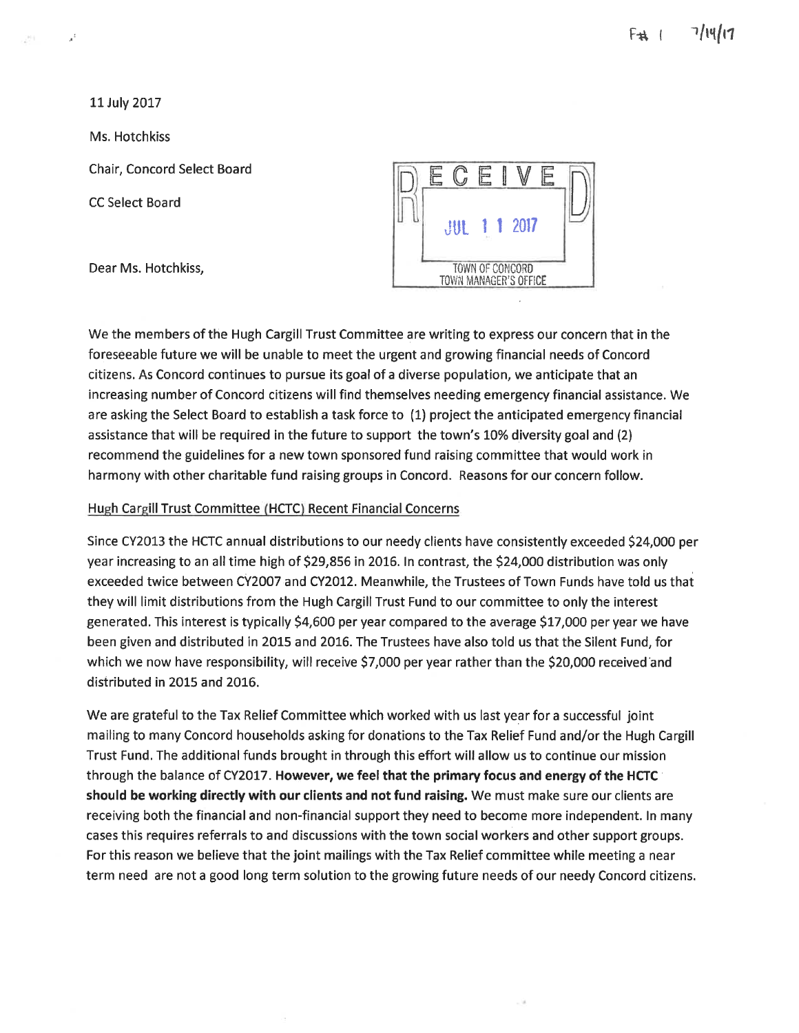F# 1 7/14/17

11 July 2017

Ms. Hotchkiss

Chair, Concord Select Board

CC Select Board

RECEIVED
JUL 11 2017
TOWN OF CONCORD
TOWN MANAGER'S OFFICE

Dear Ms. Hotchkiss,

We the members of the Hugh Cargill Trust Committee are writing to express our concern that in the foreseeable future we will be unable to meet the urgent and growing financial needs of Concord citizens. As Concord continues to pursue its goal of a diverse population, we anticipate that an increasing number of Concord citizens will find themselves needing emergency financial assistance. We are asking the Select Board to establish a task force to (1) project the anticipated emergency financial assistance that will be required in the future to support the town's 10% diversity goal and (2) recommend the guidelines for a new town sponsored fund raising committee that would work in harmony with other charitable fund raising groups in Concord. Reasons for our concern follow.

Hugh Cargill Trust Committee (HCTC) Recent Financial Concerns

Since CY2013 the HCTC annual distributions to our needy clients have consistently exceeded $24,000 per year increasing to an all time high of $29,856 in 2016. In contrast, the $24,000 distribution was only exceeded twice between CY2007 and CY2012. Meanwhile, the Trustees of Town Funds have told us that they will limit distributions from the Hugh Cargill Trust Fund to our committee to only the interest generated. This interest is typically $4,600 per year compared to the average $17,000 per year we have been given and distributed in 2015 and 2016. The Trustees have also told us that the Silent Fund, for which we now have responsibility, will receive $7,000 per year rather than the $20,000 received and distributed in 2015 and 2016.

We are grateful to the Tax Relief Committee which worked with us last year for a successful joint mailing to many Concord households asking for donations to the Tax Relief Fund and/or the Hugh Cargill Trust Fund. The additional funds brought in through this effort will allow us to continue our mission through the balance of CY2017. **However, we feel that the primary focus and energy of the HCTC should be working directly with our clients and not fund raising.** We must make sure our clients are receiving both the financial and non-financial support they need to become more independent. In many cases this requires referrals to and discussions with the town social workers and other support groups. For this reason we believe that the joint mailings with the Tax Relief committee while meeting a near term need are not a good long term solution to the growing future needs of our needy Concord citizens.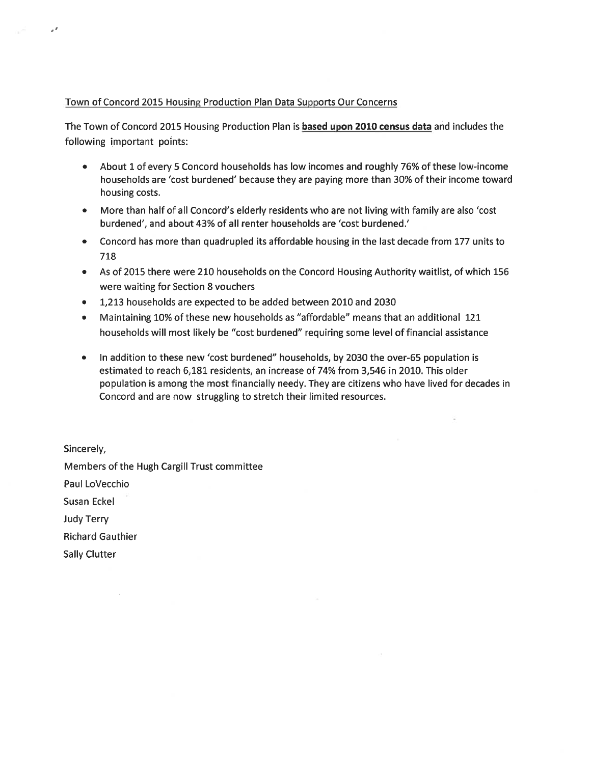Town of Concord 2015 Housing Production Plan Data Supports Our Concerns

The Town of Concord 2015 Housing Production Plan is **based upon 2010 census data** and includes the following important points:

- About 1 of every 5 Concord households has low incomes and roughly 76% of these low-income households are 'cost burdened' because they are paying more than 30% of their income toward housing costs.
- More than half of all Concord's elderly residents who are not living with family are also 'cost burdened', and about 43% of all renter households are 'cost burdened.'
- Concord has more than quadrupled its affordable housing in the last decade from 177 units to 718
- As of 2015 there were 210 households on the Concord Housing Authority waitlist, of which 156 were waiting for Section 8 vouchers
- 1,213 households are expected to be added between 2010 and 2030
- Maintaining 10% of these new households as "affordable" means that an additional 121 households will most likely be "cost burdened" requiring some level of financial assistance
- In addition to these new 'cost burdened" households, by 2030 the over-65 population is estimated to reach 6,181 residents, an increase of 74% from 3,546 in 2010. This older population is among the most financially needy. They are citizens who have lived for decades in Concord and are now struggling to stretch their limited resources.

Sincerely,

Members of the Hugh Cargill Trust committee

Paul LoVecchio

Susan Eckel

Judy Terry

Richard Gauthier

Sally Clutter